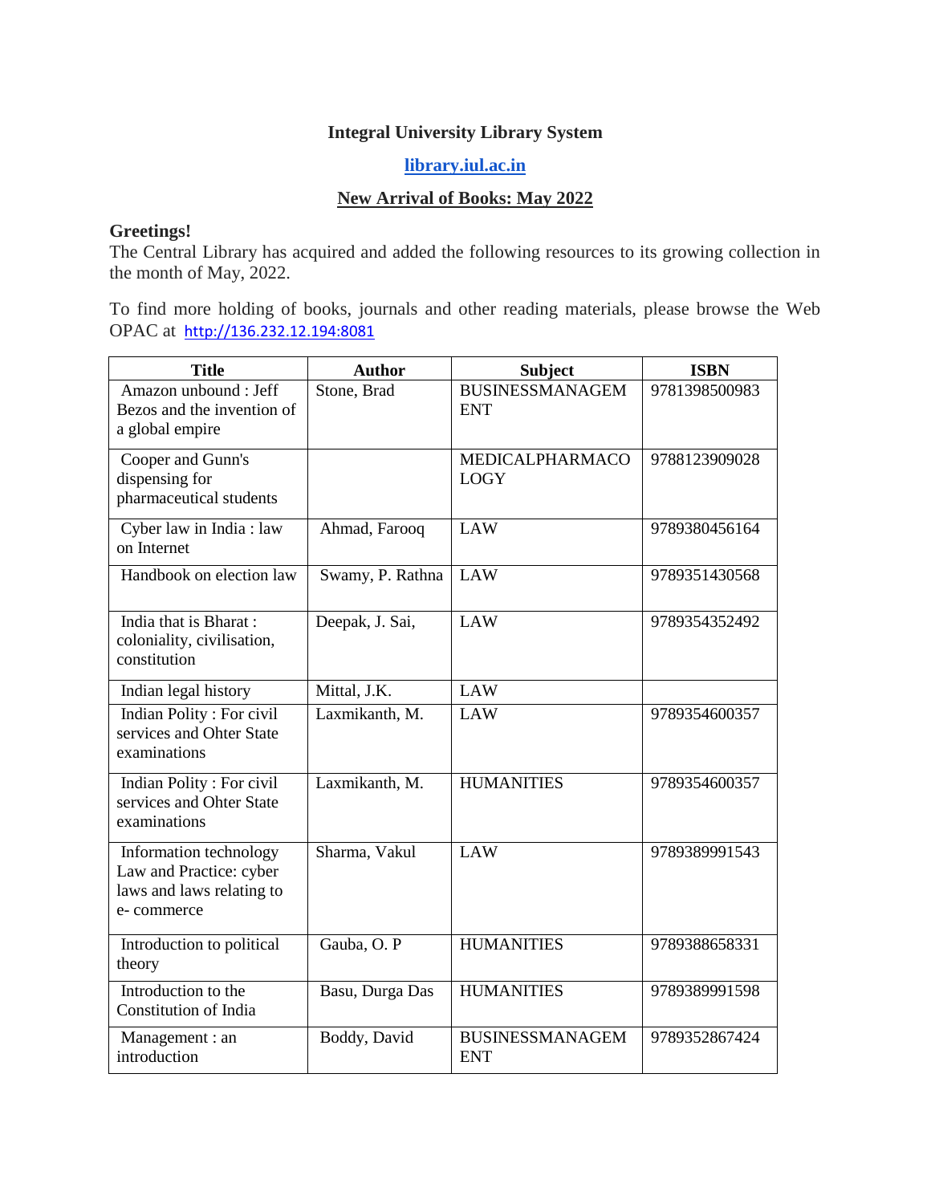**Integral University Library System**

**[library.iul.ac.in](library.iul.ac.in)**

**New Arrival of Books: May 2022**

**Greetings!**
The Central Library has acquired and added the following resources to its growing collection in the month of May, 2022.

To find more holding of books, journals and other reading materials, please browse the Web OPAC at http://136.232.12.194:8081

| Title | Author | Subject | ISBN |
|---|---|---|---|
| Amazon unbound : Jeff Bezos and the invention of a global empire | Stone, Brad | BUSINESSMANAGEMENT | 9781398500983 |
| Cooper and Gunn's dispensing for pharmaceutical students | | MEDICALPHARMACOLOGY | 9788123909028 |
| Cyber law in India : law on Internet | Ahmad, Farooq | LAW | 9789380456164 |
| Handbook on election law | Swamy, P. Rathna | LAW | 9789351430568 |
| India that is Bharat : coloniality, civilisation, constitution | Deepak, J. Sai, | LAW | 9789354352492 |
| Indian legal history | Mittal, J.K. | LAW | |
| Indian Polity : For civil services and Ohter State examinations | Laxmikanth, M. | LAW | 9789354600357 |
| Indian Polity : For civil services and Ohter State examinations | Laxmikanth, M. | HUMANITIES | 9789354600357 |
| Information technology Law and Practice: cyber laws and laws relating to e- commerce | Sharma, Vakul | LAW | 9789389991543 |
| Introduction to political theory | Gauba, O. P | HUMANITIES | 9789388658331 |
| Introduction to the Constitution of India | Basu, Durga Das | HUMANITIES | 9789389991598 |
| Management : an introduction | Boddy, David | BUSINESSMANAGEMENT | 9789352867424 |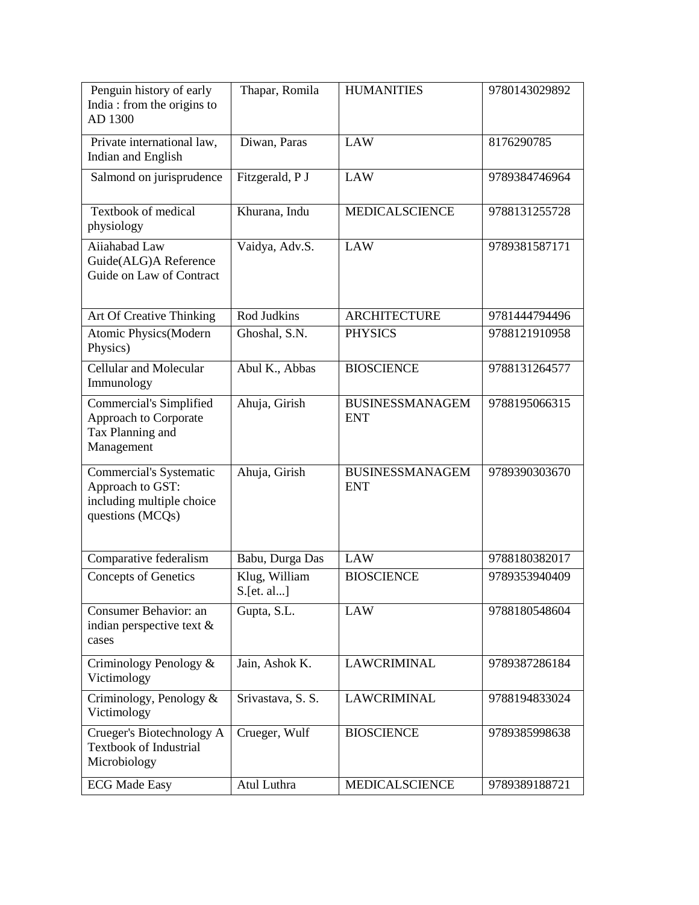| Penguin history of early India : from the origins to AD 1300 | Thapar, Romila | HUMANITIES | 9780143029892 |
|---|---|---|---|
| Private international law, Indian and English | Diwan, Paras | LAW | 8176290785 |
| Salmond on jurisprudence | Fitzgerald, P J | LAW | 9789384746964 |
| Textbook of medical physiology | Khurana, Indu | MEDICALSCIENCE | 9788131255728 |
| Aiiahabad Law Guide(ALG)A Reference Guide on Law of Contract | Vaidya, Adv.S. | LAW | 9789381587171 |
| Art Of Creative Thinking | Rod Judkins | ARCHITECTURE | 9781444794496 |
| Atomic Physics(Modern Physics) | Ghoshal, S.N. | PHYSICS | 9788121910958 |
| Cellular and Molecular Immunology | Abul K., Abbas | BIOSCIENCE | 9788131264577 |
| Commercial's Simplified Approach to Corporate Tax Planning and Management | Ahuja, Girish | BUSINESSMANAGEMENT | 9788195066315 |
| Commercial's Systematic Approach to GST: including multiple choice questions (MCQs) | Ahuja, Girish | BUSINESSMANAGEMENT | 9789390303670 |
| Comparative federalism | Babu, Durga Das | LAW | 9788180382017 |
| Concepts of Genetics | Klug, William S.[et. al...] | BIOSCIENCE | 9789353940409 |
| Consumer Behavior: an indian perspective text & cases | Gupta, S.L. | LAW | 9788180548604 |
| Criminology Penology & Victimology | Jain, Ashok K. | LAWCRIMINAL | 9789387286184 |
| Criminology, Penology & Victimology | Srivastava, S. S. | LAWCRIMINAL | 9788194833024 |
| Crueger's Biotechnology A Textbook of Industrial Microbiology | Crueger, Wulf | BIOSCIENCE | 9789385998638 |
| ECG Made Easy | Atul Luthra | MEDICALSCIENCE | 9789389188721 |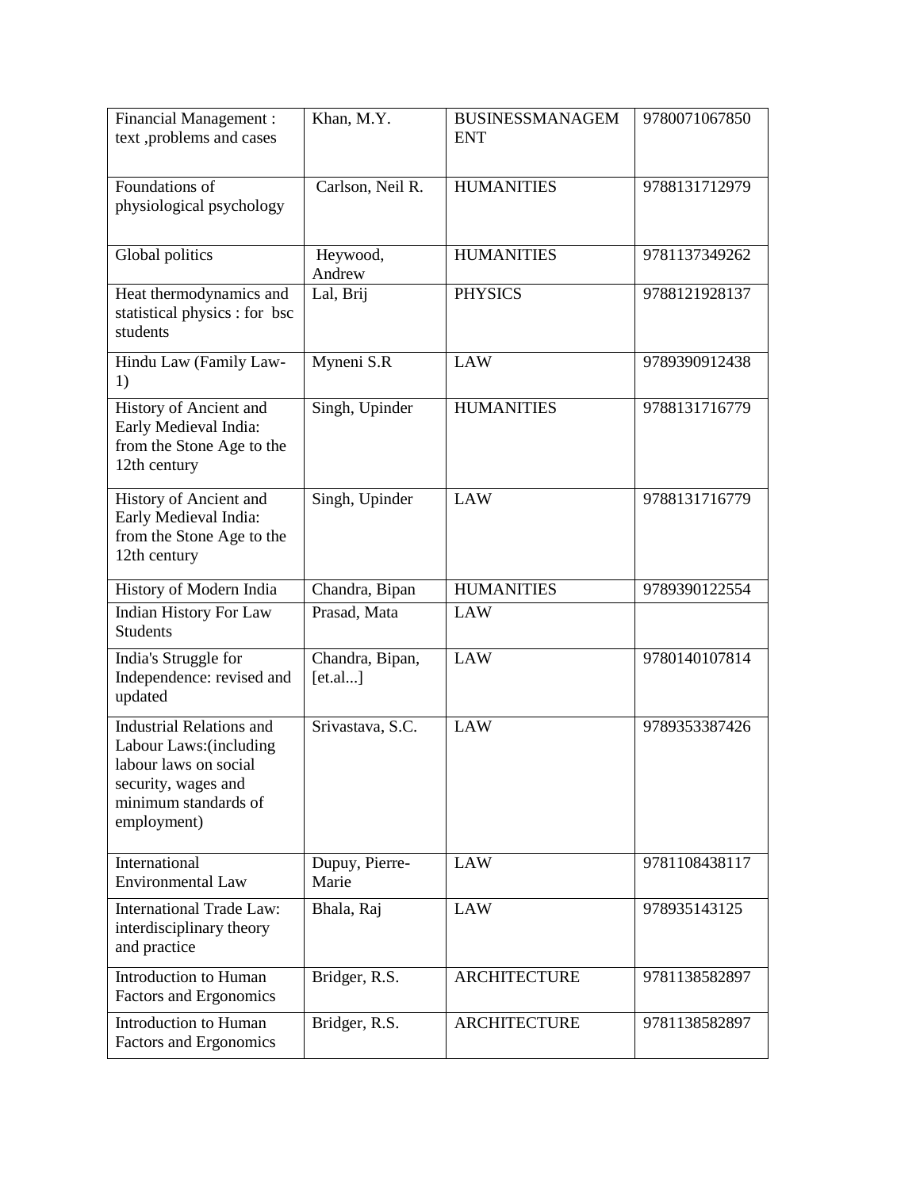| Financial Management : text ,problems and cases | Khan, M.Y. | BUSINESSMANAGEMENT | 9780071067850 |
|---|---|---|---|
| Foundations of physiological psychology | Carlson, Neil R. | HUMANITIES | 9788131712979 |
| Global politics | Heywood, Andrew | HUMANITIES | 9781137349262 |
| Heat thermodynamics and statistical physics : for bsc students | Lal, Brij | PHYSICS | 9788121928137 |
| Hindu Law (Family Law-1) | Myneni S.R | LAW | 9789390912438 |
| History of Ancient and Early Medieval India: from the Stone Age to the 12th century | Singh, Upinder | HUMANITIES | 9788131716779 |
| History of Ancient and Early Medieval India: from the Stone Age to the 12th century | Singh, Upinder | LAW | 9788131716779 |
| History of Modern India | Chandra, Bipan | HUMANITIES | 9789390122554 |
| Indian History For Law Students | Prasad, Mata | LAW | |
| India's Struggle for Independence: revised and updated | Chandra, Bipan, [et.al...] | LAW | 9780140107814 |
| Industrial Relations and Labour Laws:(including labour laws on social security, wages and minimum standards of employment) | Srivastava, S.C. | LAW | 9789353387426 |
| International Environmental Law | Dupuy, Pierre-Marie | LAW | 9781108438117 |
| International Trade Law: interdisciplinary theory and practice | Bhala, Raj | LAW | 978935143125 |
| Introduction to Human Factors and Ergonomics | Bridger, R.S. | ARCHITECTURE | 9781138582897 |
| Introduction to Human Factors and Ergonomics | Bridger, R.S. | ARCHITECTURE | 9781138582897 |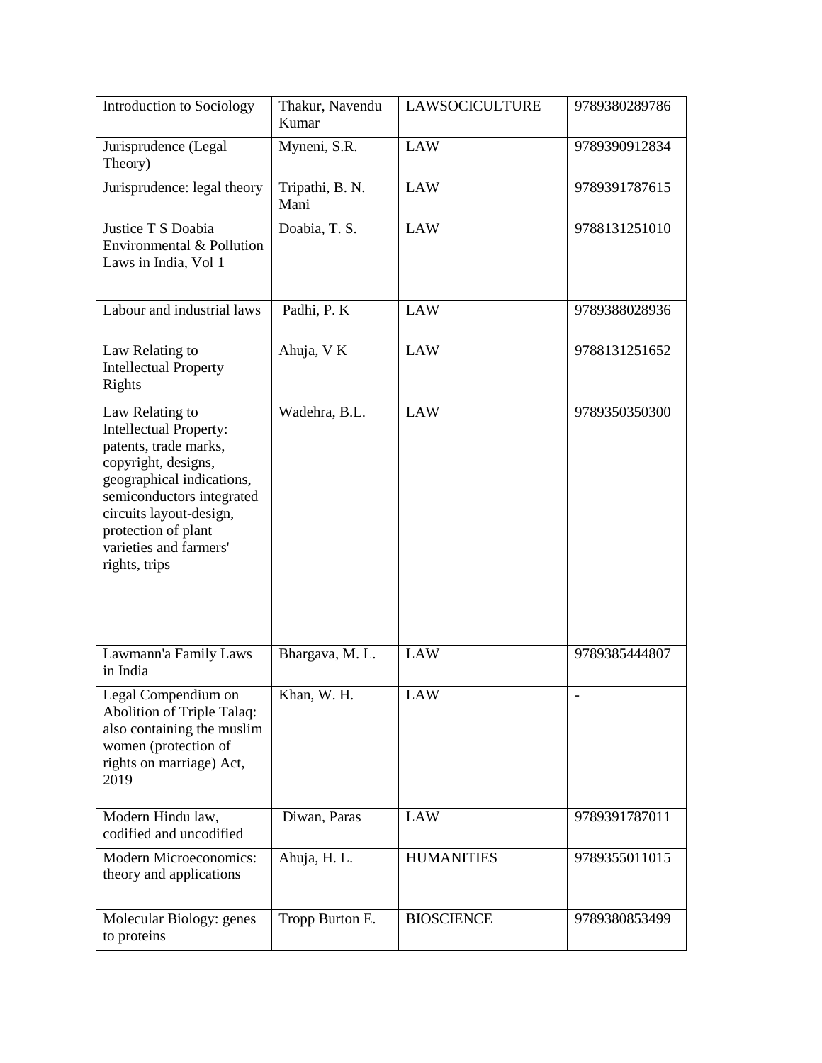| Introduction to Sociology | Thakur, Navendu Kumar | LAWSOCICULTURE | 9789380289786 |
|---|---|---|---|
| Jurisprudence (Legal Theory) | Myneni, S.R. | LAW | 9789390912834 |
| Jurisprudence: legal theory | Tripathi, B. N. Mani | LAW | 9789391787615 |
| Justice T S Doabia Environmental & Pollution Laws in India, Vol 1 | Doabia, T. S. | LAW | 9788131251010 |
| Labour and industrial laws | Padhi, P. K | LAW | 9789388028936 |
| Law Relating to Intellectual Property Rights | Ahuja, V K | LAW | 9788131251652 |
| Law Relating to Intellectual Property: patents, trade marks, copyright, designs, geographical indications, semiconductors integrated circuits layout-design, protection of plant varieties and farmers' rights, trips | Wadehra, B.L. | LAW | 9789350350300 |
| Lawmann'a Family Laws in India | Bhargava, M. L. | LAW | 9789385444807 |
| Legal Compendium on Abolition of Triple Talaq: also containing the muslim women (protection of rights on marriage) Act, 2019 | Khan, W. H. | LAW | - |
| Modern Hindu law, codified and uncodified | Diwan, Paras | LAW | 9789391787011 |
| Modern Microeconomics: theory and applications | Ahuja, H. L. | HUMANITIES | 9789355011015 |
| Molecular Biology: genes to proteins | Tropp Burton E. | BIOSCIENCE | 9789380853499 |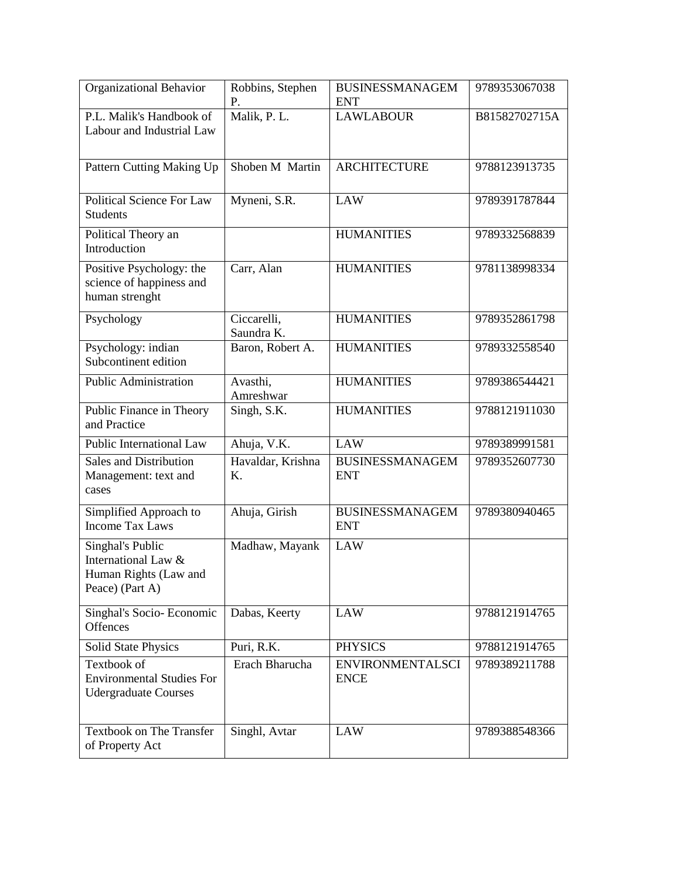| Organizational Behavior | Robbins, Stephen P. | BUSINESSMANAGEMENT | 9789353067038 |
|---|---|---|---|
| P.L. Malik's Handbook of Labour and Industrial Law | Malik, P. L. | LAWLABOUR | B81582702715A |
| Pattern Cutting Making Up | Shoben M Martin | ARCHITECTURE | 9788123913735 |
| Political Science For Law Students | Myneni, S.R. | LAW | 9789391787844 |
| Political Theory an Introduction | | HUMANITIES | 9789332568839 |
| Positive Psychology: the science of happiness and human strenght | Carr, Alan | HUMANITIES | 9781138998334 |
| Psychology | Ciccarelli, Saundra K. | HUMANITIES | 9789352861798 |
| Psychology: indian Subcontinent edition | Baron, Robert A. | HUMANITIES | 9789332558540 |
| Public Administration | Avasthi, Amreshwar | HUMANITIES | 9789386544421 |
| Public Finance in Theory and Practice | Singh, S.K. | HUMANITIES | 9788121911030 |
| Public International Law | Ahuja, V.K. | LAW | 9789389991581 |
| Sales and Distribution Management: text and cases | Havaldar, Krishna K. | BUSINESSMANAGEMENT | 9789352607730 |
| Simplified Approach to Income Tax Laws | Ahuja, Girish | BUSINESSMANAGEMENT | 9789380940465 |
| Singhal's Public International Law & Human Rights (Law and Peace) (Part A) | Madhaw, Mayank | LAW | |
| Singhal's Socio- Economic Offences | Dabas, Keerty | LAW | 9788121914765 |
| Solid State Physics | Puri, R.K. | PHYSICS | 9788121914765 |
| Textbook of Environmental Studies For Udergraduate Courses | Erach Bharucha | ENVIRONMENTALSCIENCE | 9789389211788 |
| Textbook on The Transfer of Property Act | Singhl, Avtar | LAW | 9789388548366 |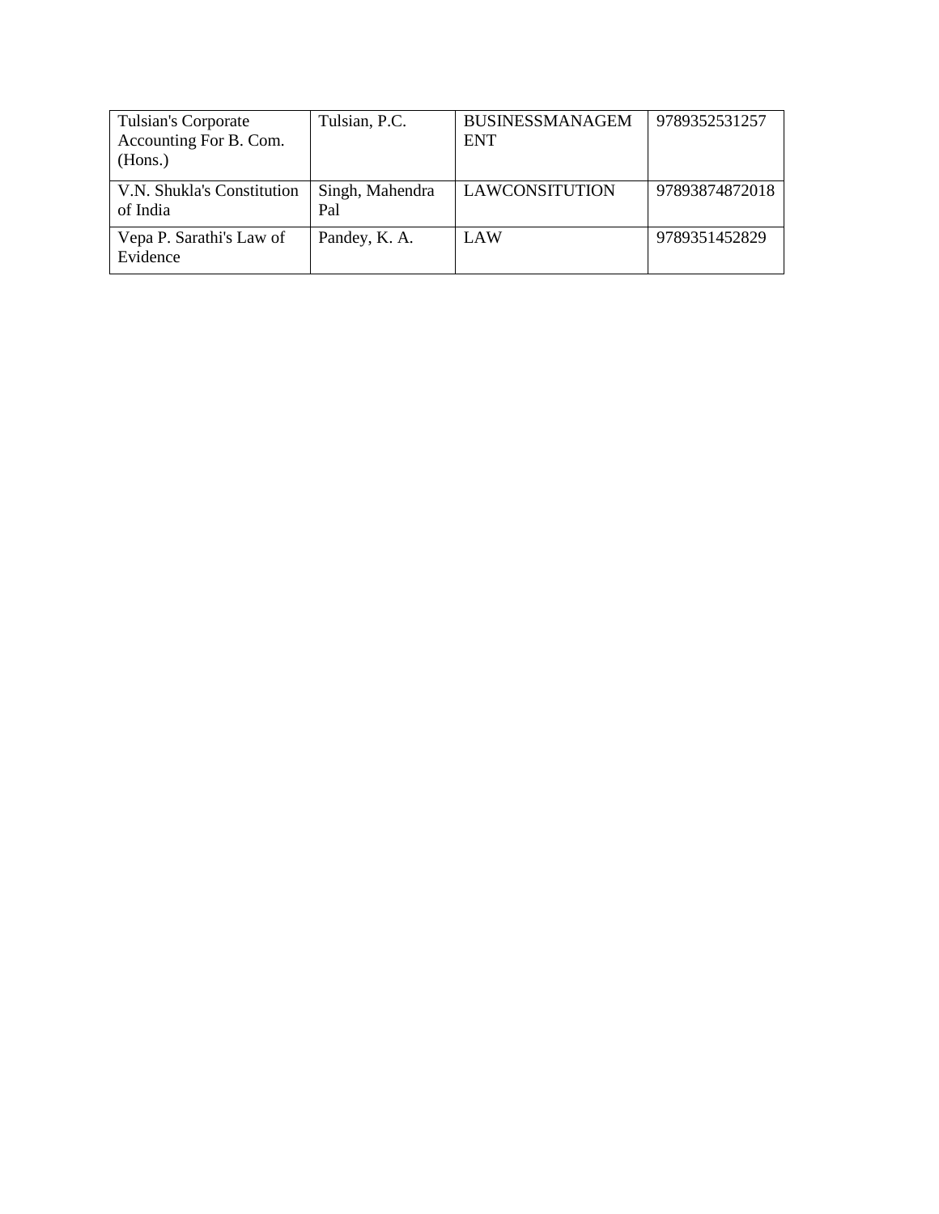| | | | |
|---|---|---|---|
| Tulsian's Corporate Accounting For B. Com. (Hons.) | Tulsian, P.C. | BUSINESSMANAGEMENT | 9789352531257 |
| V.N. Shukla's Constitution of India | Singh, Mahendra Pal | LAWCONSITUTION | 97893874872018 |
| Vepa P. Sarathi's Law of Evidence | Pandey, K. A. | LAW | 9789351452829 |